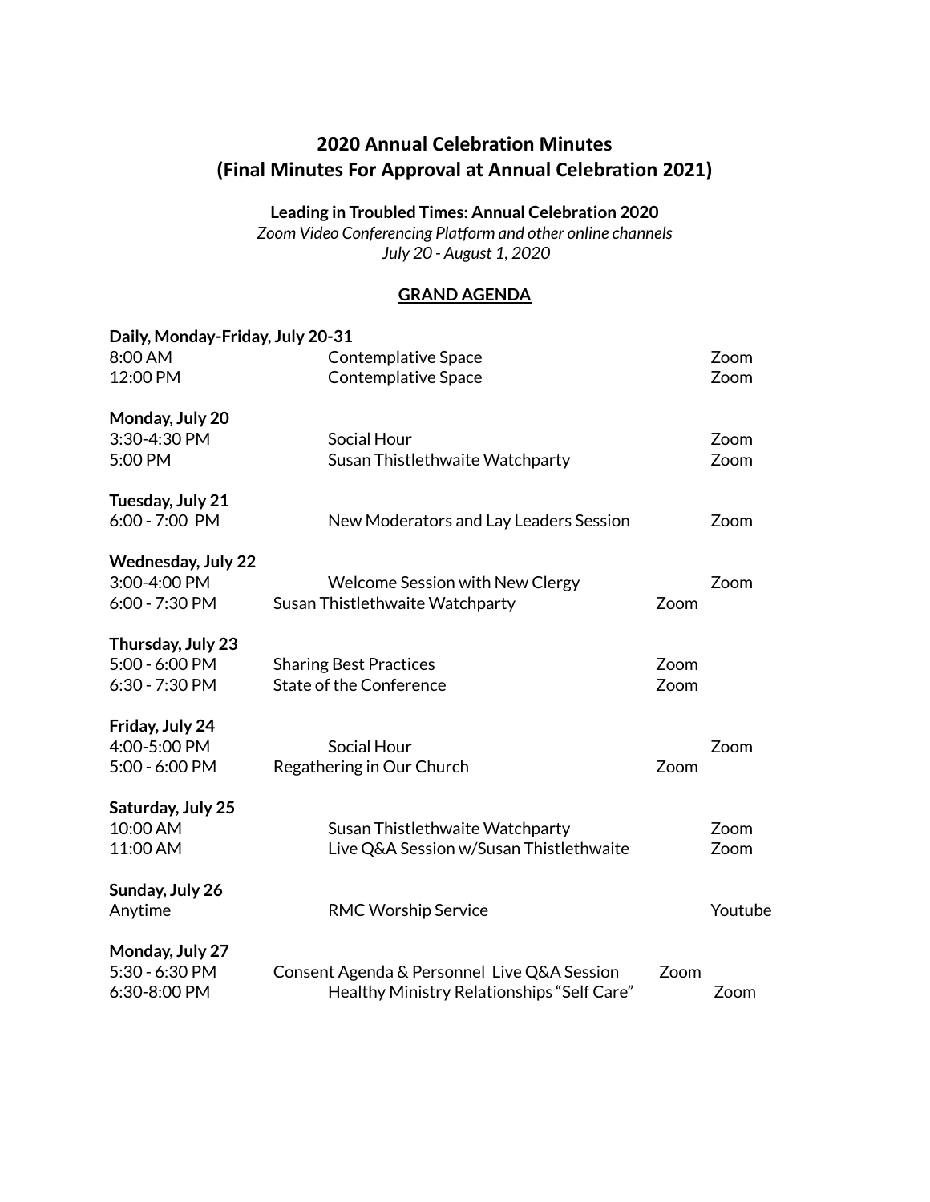# 2020 Annual Celebration Minutes
# (Final Minutes For Approval at Annual Celebration 2021)

**Leading in Troubled Times: Annual Celebration 2020**
*Zoom Video Conferencing Platform and other online channels*
*July 20 - August 1, 2020*

## GRAND AGENDA

**Daily, Monday-Friday, July 20-31**

| | | |
|---|---|---|
| 8:00 AM | Contemplative Space | Zoom |
| 12:00 PM | Contemplative Space | Zoom |

**Monday, July 20**

| | | |
|---|---|---|
| 3:30-4:30 PM | Social Hour | Zoom |
| 5:00 PM | Susan Thistlethwaite Watchparty | Zoom |

**Tuesday, July 21**

| | | |
|---|---|---|
| 6:00 - 7:00 PM | New Moderators and Lay Leaders Session | Zoom |

**Wednesday, July 22**

| | | |
|---|---|---|
| 3:00-4:00 PM | Welcome Session with New Clergy | Zoom |
| 6:00 - 7:30 PM | Susan Thistlethwaite Watchparty | Zoom |

**Thursday, July 23**

| | | |
|---|---|---|
| 5:00 - 6:00 PM | Sharing Best Practices | Zoom |
| 6:30 - 7:30 PM | State of the Conference | Zoom |

**Friday, July 24**

| | | |
|---|---|---|
| 4:00-5:00 PM | Social Hour | Zoom |
| 5:00 - 6:00 PM | Regathering in Our Church | Zoom |

**Saturday, July 25**

| | | |
|---|---|---|
| 10:00 AM | Susan Thistlethwaite Watchparty | Zoom |
| 11:00 AM | Live Q&A Session w/Susan Thistlethwaite | Zoom |

**Sunday, July 26**

| | | |
|---|---|---|
| Anytime | RMC Worship Service | Youtube |

**Monday, July 27**

| | | |
|---|---|---|
| 5:30 - 6:30 PM | Consent Agenda & Personnel Live Q&A Session | Zoom |
| 6:30-8:00 PM | Healthy Ministry Relationships "Self Care" | Zoom |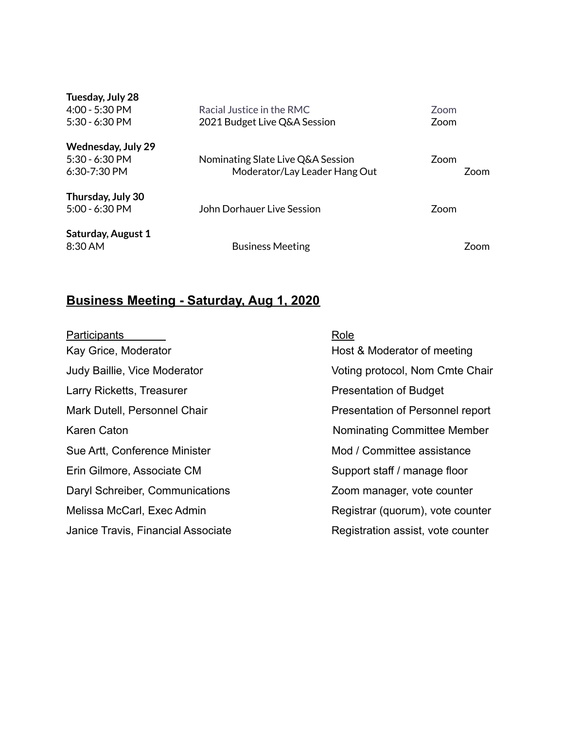**Tuesday, July 28**

| | | |
|---|---|---|
| 4:00 - 5:30 PM | Racial Justice in the RMC | Zoom |
| 5:30 - 6:30 PM | 2021 Budget Live Q&A Session | Zoom |

**Wednesday, July 29**

| | | |
|---|---|---|
| 5:30 - 6:30 PM | Nominating Slate Live Q&A Session | Zoom |
| 6:30-7:30 PM | Moderator/Lay Leader Hang Out | Zoom |

**Thursday, July 30**

| | | |
|---|---|---|
| 5:00 - 6:30 PM | John Dorhauer Live Session | Zoom |

**Saturday, August 1**

| | | |
|---|---|---|
| 8:30 AM | Business Meeting | Zoom |

## Business Meeting - Saturday, Aug 1, 2020

| Participants | Role |
|---|---|
| Kay Grice, Moderator | Host & Moderator of meeting |
| Judy Baillie, Vice Moderator | Voting protocol, Nom Cmte Chair |
| Larry Ricketts, Treasurer | Presentation of Budget |
| Mark Dutell, Personnel Chair | Presentation of Personnel report |
| Karen Caton | Nominating Committee Member |
| Sue Artt, Conference Minister | Mod / Committee assistance |
| Erin Gilmore, Associate CM | Support staff / manage floor |
| Daryl Schreiber, Communications | Zoom manager, vote counter |
| Melissa McCarl, Exec Admin | Registrar (quorum), vote counter |
| Janice Travis, Financial Associate | Registration assist, vote counter |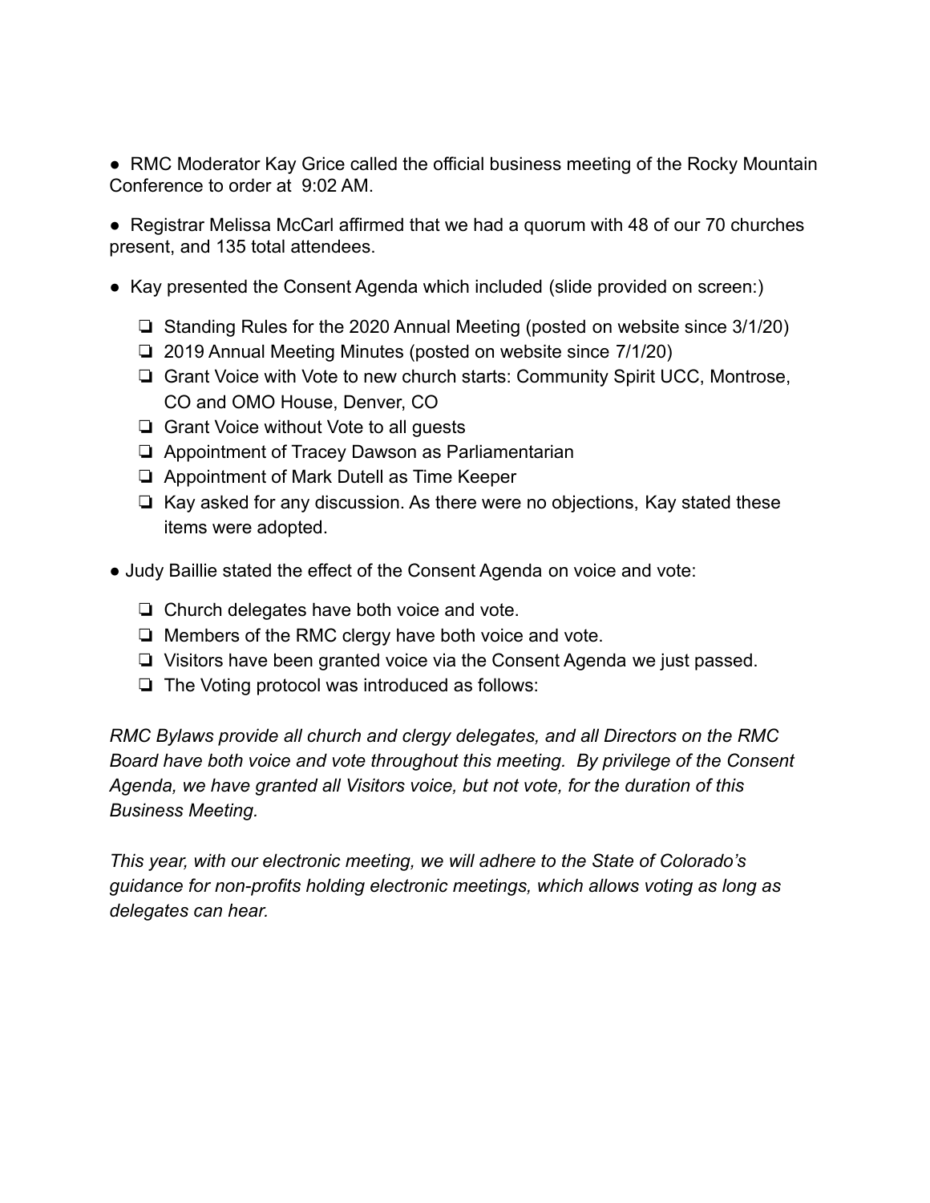- RMC Moderator Kay Grice called the official business meeting of the Rocky Mountain Conference to order at 9:02 AM.

- Registrar Melissa McCarl affirmed that we had a quorum with 48 of our 70 churches present, and 135 total attendees.

- Kay presented the Consent Agenda which included (slide provided on screen:)

    - Standing Rules for the 2020 Annual Meeting (posted on website since 3/1/20)
    - 2019 Annual Meeting Minutes (posted on website since 7/1/20)
    - Grant Voice with Vote to new church starts: Community Spirit UCC, Montrose, CO and OMO House, Denver, CO
    - Grant Voice without Vote to all guests
    - Appointment of Tracey Dawson as Parliamentarian
    - Appointment of Mark Dutell as Time Keeper
    - Kay asked for any discussion. As there were no objections, Kay stated these items were adopted.

- Judy Baillie stated the effect of the Consent Agenda on voice and vote:

    - Church delegates have both voice and vote.
    - Members of the RMC clergy have both voice and vote.
    - Visitors have been granted voice via the Consent Agenda we just passed.
    - The Voting protocol was introduced as follows:

*RMC Bylaws provide all church and clergy delegates, and all Directors on the RMC Board have both voice and vote throughout this meeting. By privilege of the Consent Agenda, we have granted all Visitors voice, but not vote, for the duration of this Business Meeting.*

*This year, with our electronic meeting, we will adhere to the State of Colorado's guidance for non-profits holding electronic meetings, which allows voting as long as delegates can hear.*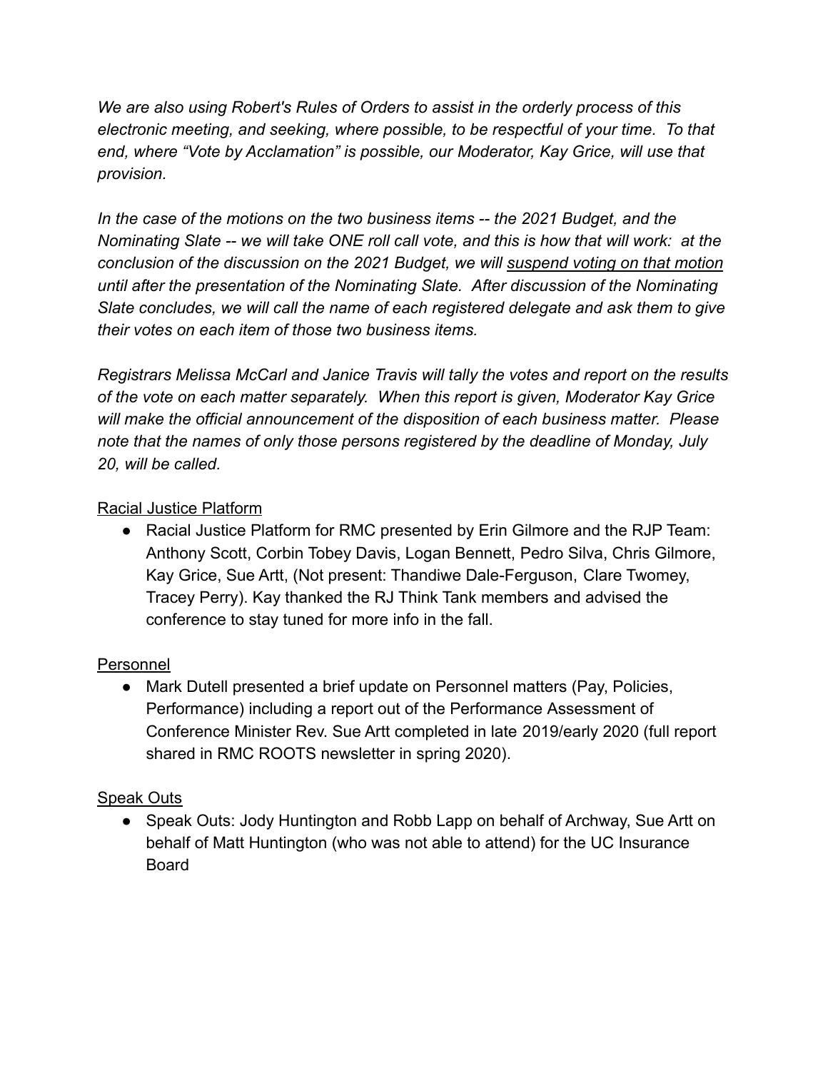*We are also using Robert's Rules of Orders to assist in the orderly process of this electronic meeting, and seeking, where possible, to be respectful of your time. To that end, where "Vote by Acclamation" is possible, our Moderator, Kay Grice, will use that provision.*

*In the case of the motions on the two business items -- the 2021 Budget, and the Nominating Slate -- we will take ONE roll call vote, and this is how that will work: at the conclusion of the discussion on the 2021 Budget, we will <u>suspend voting on that motion</u> until after the presentation of the Nominating Slate. After discussion of the Nominating Slate concludes, we will call the name of each registered delegate and ask them to give their votes on each item of those two business items.*

*Registrars Melissa McCarl and Janice Travis will tally the votes and report on the results of the vote on each matter separately. When this report is given, Moderator Kay Grice will make the official announcement of the disposition of each business matter. Please note that the names of only those persons registered by the deadline of Monday, July 20, will be called.*

<u>Racial Justice Platform</u>

- Racial Justice Platform for RMC presented by Erin Gilmore and the RJP Team: Anthony Scott, Corbin Tobey Davis, Logan Bennett, Pedro Silva, Chris Gilmore, Kay Grice, Sue Artt, (Not present: Thandiwe Dale-Ferguson, Clare Twomey, Tracey Perry). Kay thanked the RJ Think Tank members and advised the conference to stay tuned for more info in the fall.

<u>Personnel</u>

- Mark Dutell presented a brief update on Personnel matters (Pay, Policies, Performance) including a report out of the Performance Assessment of Conference Minister Rev. Sue Artt completed in late 2019/early 2020 (full report shared in RMC ROOTS newsletter in spring 2020).

<u>Speak Outs</u>

- Speak Outs: Jody Huntington and Robb Lapp on behalf of Archway, Sue Artt on behalf of Matt Huntington (who was not able to attend) for the UC Insurance Board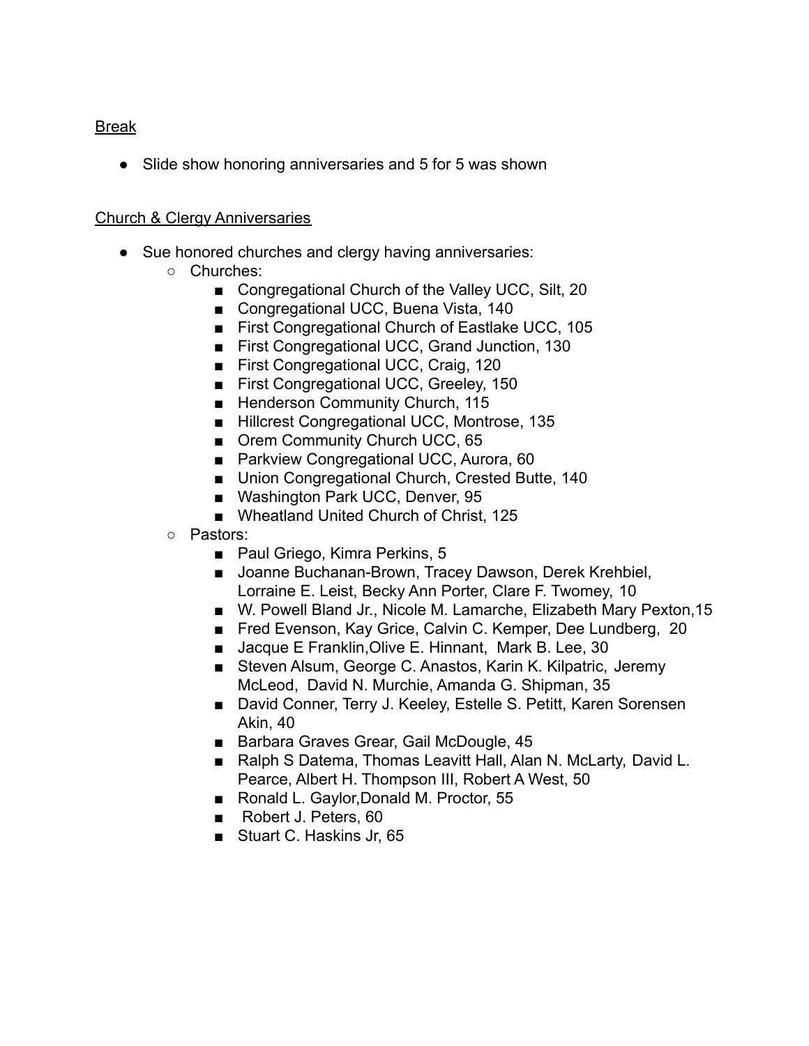Break

- Slide show honoring anniversaries and 5 for 5 was shown

Church & Clergy Anniversaries

- Sue honored churches and clergy having anniversaries:
  - Churches:
    - Congregational Church of the Valley UCC, Silt, 20
    - Congregational UCC, Buena Vista, 140
    - First Congregational Church of Eastlake UCC, 105
    - First Congregational UCC, Grand Junction, 130
    - First Congregational UCC, Craig, 120
    - First Congregational UCC, Greeley, 150
    - Henderson Community Church, 115
    - Hillcrest Congregational UCC, Montrose, 135
    - Orem Community Church UCC, 65
    - Parkview Congregational UCC, Aurora, 60
    - Union Congregational Church, Crested Butte, 140
    - Washington Park UCC, Denver, 95
    - Wheatland United Church of Christ, 125
  - Pastors:
    - Paul Griego, Kimra Perkins, 5
    - Joanne Buchanan-Brown, Tracey Dawson, Derek Krehbiel, Lorraine E. Leist, Becky Ann Porter, Clare F. Twomey, 10
    - W. Powell Bland Jr., Nicole M. Lamarche, Elizabeth Mary Pexton,15
    - Fred Evenson, Kay Grice, Calvin C. Kemper, Dee Lundberg, 20
    - Jacque E Franklin,Olive E. Hinnant, Mark B. Lee, 30
    - Steven Alsum, George C. Anastos, Karin K. Kilpatric, Jeremy McLeod, David N. Murchie, Amanda G. Shipman, 35
    - David Conner, Terry J. Keeley, Estelle S. Petitt, Karen Sorensen Akin, 40
    - Barbara Graves Grear, Gail McDougle, 45
    - Ralph S Datema, Thomas Leavitt Hall, Alan N. McLarty, David L. Pearce, Albert H. Thompson III, Robert A West, 50
    - Ronald L. Gaylor,Donald M. Proctor, 55
    - Robert J. Peters, 60
    - Stuart C. Haskins Jr, 65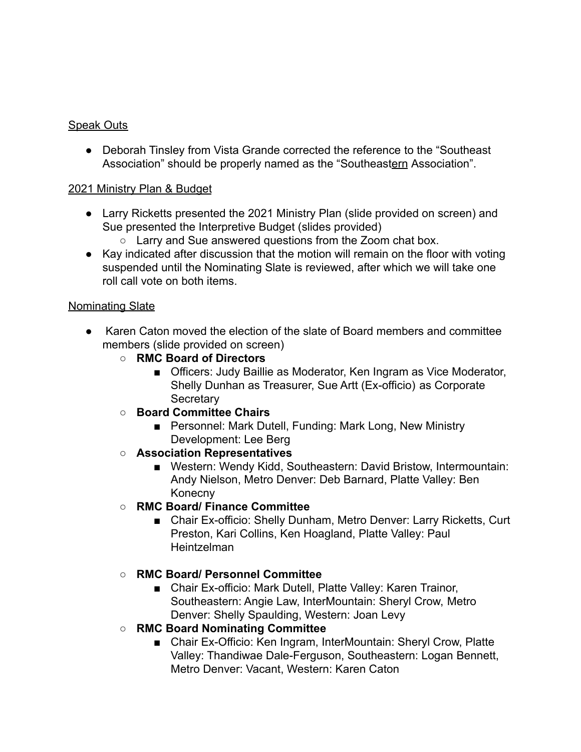<u>Speak Outs</u>

- Deborah Tinsley from Vista Grande corrected the reference to the "Southeast Association" should be properly named as the "Southeast<u>ern</u> Association".

<u>2021 Ministry Plan & Budget</u>

- Larry Ricketts presented the 2021 Ministry Plan (slide provided on screen) and Sue presented the Interpretive Budget (slides provided)
  - Larry and Sue answered questions from the Zoom chat box.
- Kay indicated after discussion that the motion will remain on the floor with voting suspended until the Nominating Slate is reviewed, after which we will take one roll call vote on both items.

<u>Nominating Slate</u>

- Karen Caton moved the election of the slate of Board members and committee members (slide provided on screen)
  - **RMC Board of Directors**
    - Officers: Judy Baillie as Moderator, Ken Ingram as Vice Moderator, Shelly Dunhan as Treasurer, Sue Artt (Ex-officio) as Corporate Secretary
  - **Board Committee Chairs**
    - Personnel: Mark Dutell, Funding: Mark Long, New Ministry Development: Lee Berg
  - **Association Representatives**
    - Western: Wendy Kidd, Southeastern: David Bristow, Intermountain: Andy Nielson, Metro Denver: Deb Barnard, Platte Valley: Ben Konecny
  - **RMC Board/ Finance Committee**
    - Chair Ex-officio: Shelly Dunham, Metro Denver: Larry Ricketts, Curt Preston, Kari Collins, Ken Hoagland, Platte Valley: Paul Heintzelman
  - **RMC Board/ Personnel Committee**
    - Chair Ex-officio: Mark Dutell, Platte Valley: Karen Trainor, Southeastern: Angie Law, InterMountain: Sheryl Crow, Metro Denver: Shelly Spaulding, Western: Joan Levy
  - **RMC Board Nominating Committee**
    - Chair Ex-Officio: Ken Ingram, InterMountain: Sheryl Crow, Platte Valley: Thandiwae Dale-Ferguson, Southeastern: Logan Bennett, Metro Denver: Vacant, Western: Karen Caton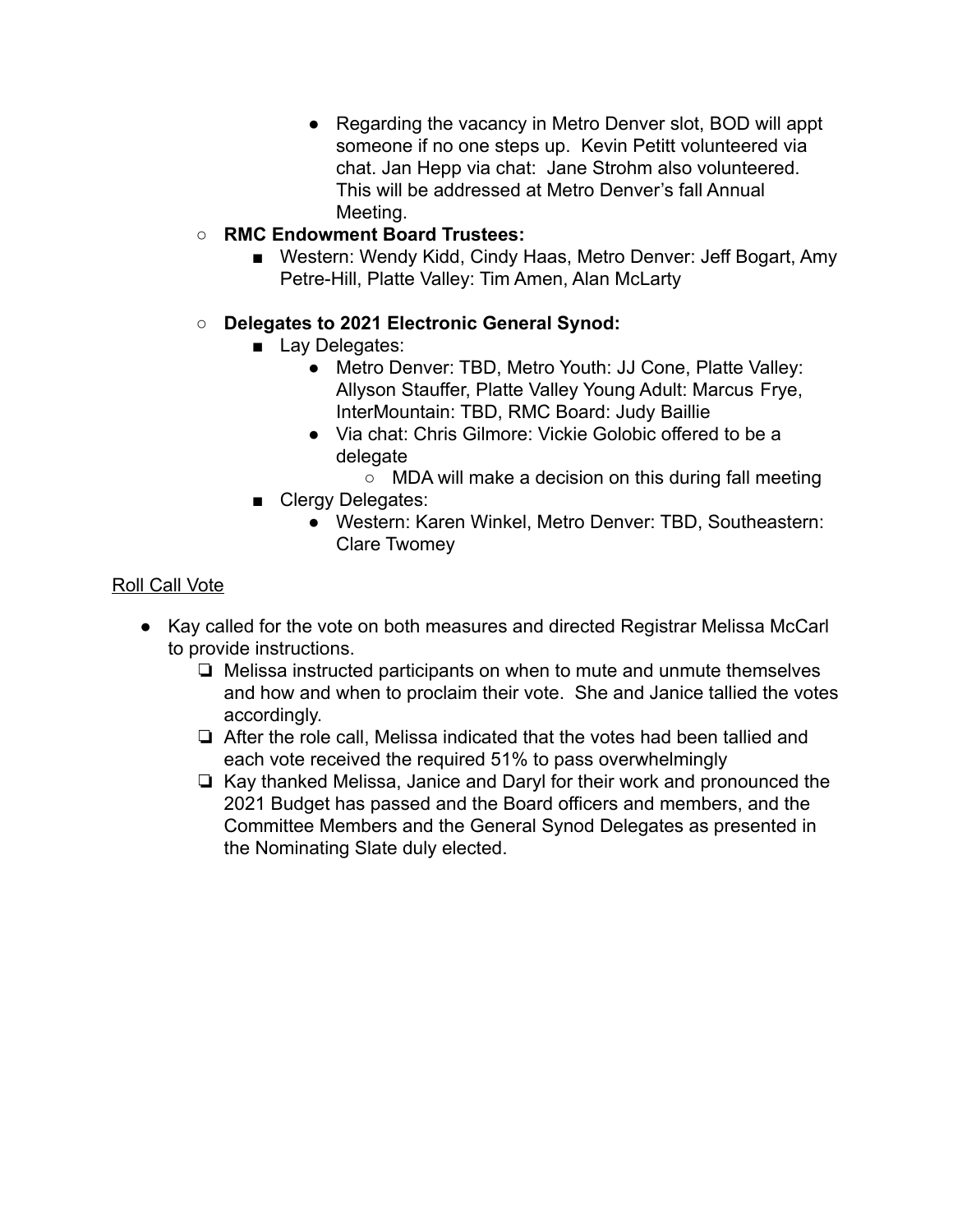- Regarding the vacancy in Metro Denver slot, BOD will appt someone if no one steps up. Kevin Petitt volunteered via chat. Jan Hepp via chat: Jane Strohm also volunteered. This will be addressed at Metro Denver's fall Annual Meeting.
  - **RMC Endowment Board Trustees:**
    - Western: Wendy Kidd, Cindy Haas, Metro Denver: Jeff Bogart, Amy Petre-Hill, Platte Valley: Tim Amen, Alan McLarty
  - **Delegates to 2021 Electronic General Synod:**
    - Lay Delegates:
      - Metro Denver: TBD, Metro Youth: JJ Cone, Platte Valley: Allyson Stauffer, Platte Valley Young Adult: Marcus Frye, InterMountain: TBD, RMC Board: Judy Baillie
      - Via chat: Chris Gilmore: Vickie Golobic offered to be a delegate
        - MDA will make a decision on this during fall meeting
    - Clergy Delegates:
      - Western: Karen Winkel, Metro Denver: TBD, Southeastern: Clare Twomey

<u>Roll Call Vote</u>

- Kay called for the vote on both measures and directed Registrar Melissa McCarl to provide instructions.
  - ❏ Melissa instructed participants on when to mute and unmute themselves and how and when to proclaim their vote. She and Janice tallied the votes accordingly.
  - ❏ After the role call, Melissa indicated that the votes had been tallied and each vote received the required 51% to pass overwhelmingly
  - ❏ Kay thanked Melissa, Janice and Daryl for their work and pronounced the 2021 Budget has passed and the Board officers and members, and the Committee Members and the General Synod Delegates as presented in the Nominating Slate duly elected.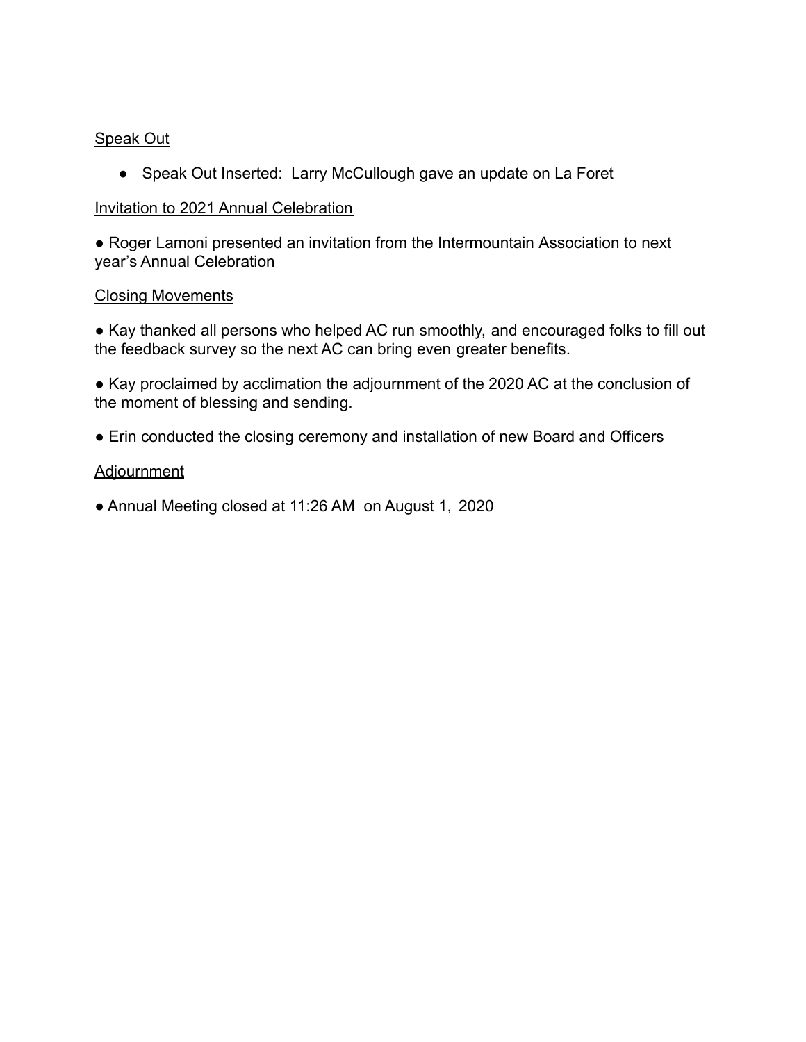Speak Out

- Speak Out Inserted:  Larry McCullough gave an update on La Foret

Invitation to 2021 Annual Celebration

● Roger Lamoni presented an invitation from the Intermountain Association to next year's Annual Celebration

Closing Movements

● Kay thanked all persons who helped AC run smoothly, and encouraged folks to fill out the feedback survey so the next AC can bring even greater benefits.

● Kay proclaimed by acclimation the adjournment of the 2020 AC at the conclusion of the moment of blessing and sending.

● Erin conducted the closing ceremony and installation of new Board and Officers

Adjournment

● Annual Meeting closed at 11:26 AM  on August 1,  2020